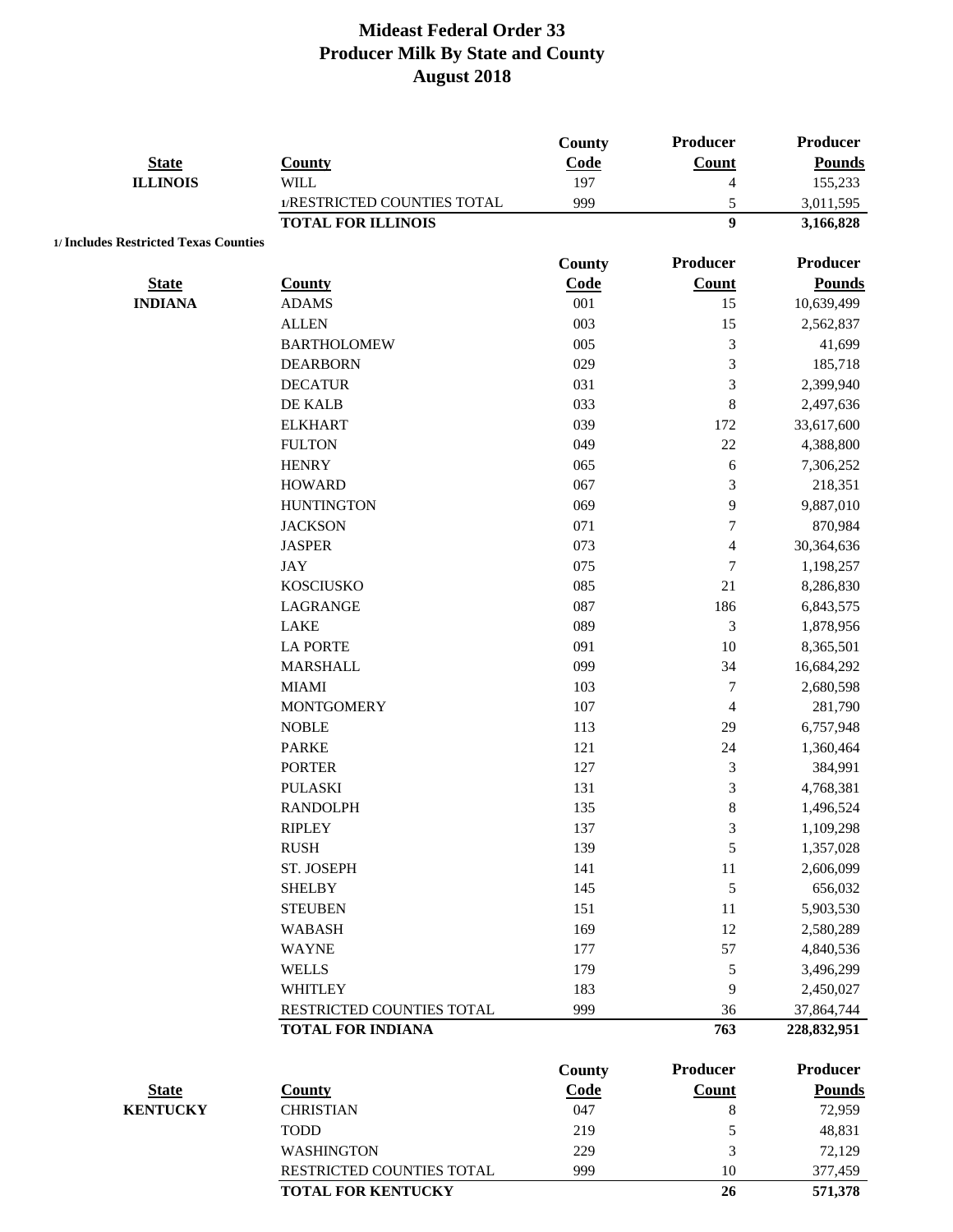# Mideast Federal Order 33
## Producer Milk By State and County
## August 2018

| State | County | County Code | Producer Count | Producer Pounds |
|---|---|---|---|---|
| **ILLINOIS** | WILL | 197 | 4 | 155,233 |
| | 1/RESTRICTED COUNTIES TOTAL | 999 | 5 | 3,011,595 |
| | **TOTAL FOR ILLINOIS** | | **9** | **3,166,828** |

**1/ Includes Restricted Texas Counties**

| State | County | County Code | Producer Count | Producer Pounds |
|---|---|---|---|---|
| **INDIANA** | ADAMS | 001 | 15 | 10,639,499 |
| | ALLEN | 003 | 15 | 2,562,837 |
| | BARTHOLOMEW | 005 | 3 | 41,699 |
| | DEARBORN | 029 | 3 | 185,718 |
| | DECATUR | 031 | 3 | 2,399,940 |
| | DE KALB | 033 | 8 | 2,497,636 |
| | ELKHART | 039 | 172 | 33,617,600 |
| | FULTON | 049 | 22 | 4,388,800 |
| | HENRY | 065 | 6 | 7,306,252 |
| | HOWARD | 067 | 3 | 218,351 |
| | HUNTINGTON | 069 | 9 | 9,887,010 |
| | JACKSON | 071 | 7 | 870,984 |
| | JASPER | 073 | 4 | 30,364,636 |
| | JAY | 075 | 7 | 1,198,257 |
| | KOSCIUSKO | 085 | 21 | 8,286,830 |
| | LAGRANGE | 087 | 186 | 6,843,575 |
| | LAKE | 089 | 3 | 1,878,956 |
| | LA PORTE | 091 | 10 | 8,365,501 |
| | MARSHALL | 099 | 34 | 16,684,292 |
| | MIAMI | 103 | 7 | 2,680,598 |
| | MONTGOMERY | 107 | 4 | 281,790 |
| | NOBLE | 113 | 29 | 6,757,948 |
| | PARKE | 121 | 24 | 1,360,464 |
| | PORTER | 127 | 3 | 384,991 |
| | PULASKI | 131 | 3 | 4,768,381 |
| | RANDOLPH | 135 | 8 | 1,496,524 |
| | RIPLEY | 137 | 3 | 1,109,298 |
| | RUSH | 139 | 5 | 1,357,028 |
| | ST. JOSEPH | 141 | 11 | 2,606,099 |
| | SHELBY | 145 | 5 | 656,032 |
| | STEUBEN | 151 | 11 | 5,903,530 |
| | WABASH | 169 | 12 | 2,580,289 |
| | WAYNE | 177 | 57 | 4,840,536 |
| | WELLS | 179 | 5 | 3,496,299 |
| | WHITLEY | 183 | 9 | 2,450,027 |
| | RESTRICTED COUNTIES TOTAL | 999 | 36 | 37,864,744 |
| | **TOTAL FOR INDIANA** | | **763** | **228,832,951** |

| State | County | County Code | Producer Count | Producer Pounds |
|---|---|---|---|---|
| **KENTUCKY** | CHRISTIAN | 047 | 8 | 72,959 |
| | TODD | 219 | 5 | 48,831 |
| | WASHINGTON | 229 | 3 | 72,129 |
| | RESTRICTED COUNTIES TOTAL | 999 | 10 | 377,459 |
| | **TOTAL FOR KENTUCKY** | | **26** | **571,378** |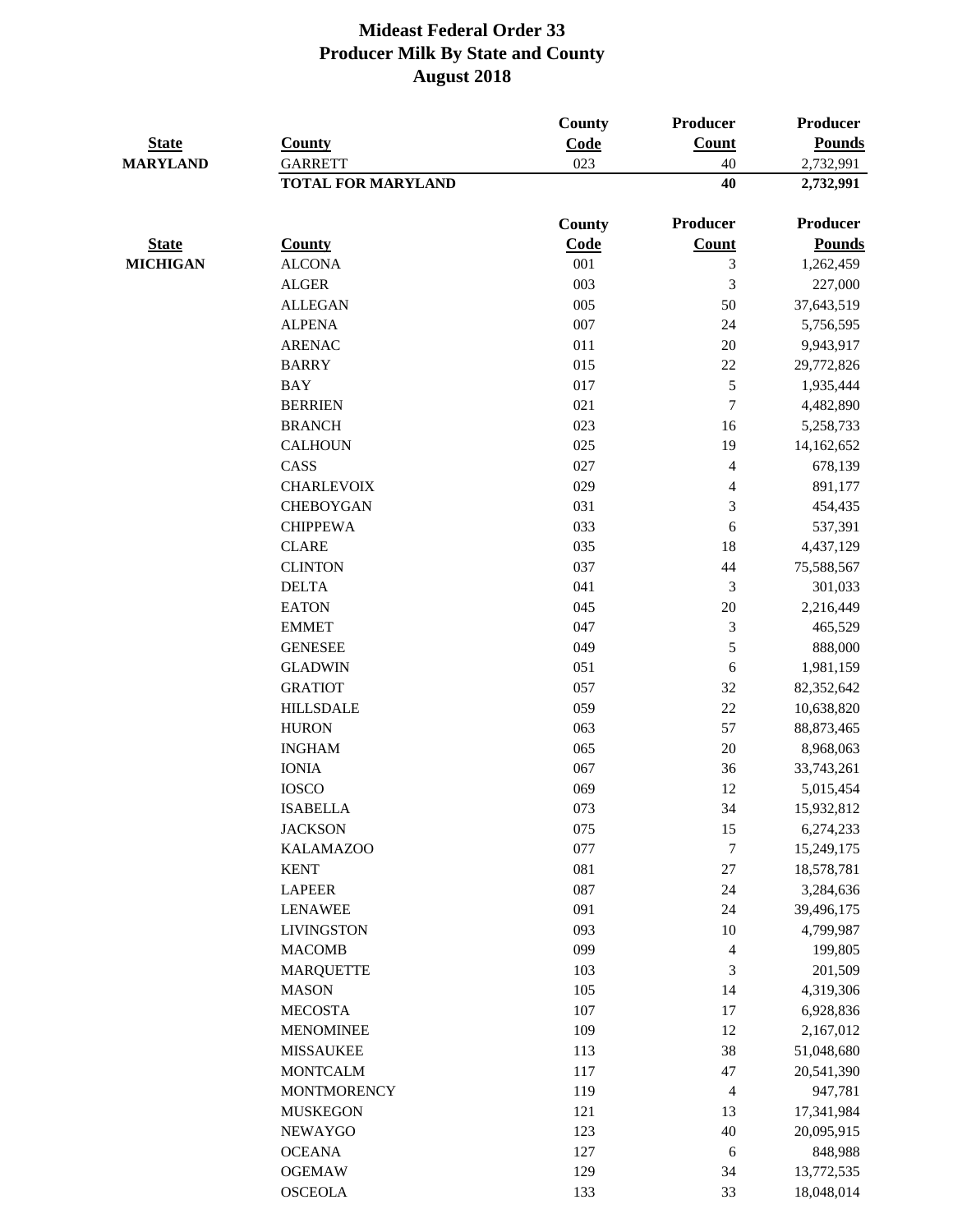# Mideast Federal Order 33
## Producer Milk By State and County
## August 2018

| State | County | County Code | Producer Count | Producer Pounds |
|---|---|---|---|---|
| MARYLAND | GARRETT | 023 | 40 | 2,732,991 |
| | **TOTAL FOR MARYLAND** | | **40** | **2,732,991** |

| State | County | County Code | Producer Count | Producer Pounds |
|---|---|---|---|---|
| MICHIGAN | ALCONA | 001 | 3 | 1,262,459 |
| | ALGER | 003 | 3 | 227,000 |
| | ALLEGAN | 005 | 50 | 37,643,519 |
| | ALPENA | 007 | 24 | 5,756,595 |
| | ARENAC | 011 | 20 | 9,943,917 |
| | BARRY | 015 | 22 | 29,772,826 |
| | BAY | 017 | 5 | 1,935,444 |
| | BERRIEN | 021 | 7 | 4,482,890 |
| | BRANCH | 023 | 16 | 5,258,733 |
| | CALHOUN | 025 | 19 | 14,162,652 |
| | CASS | 027 | 4 | 678,139 |
| | CHARLEVOIX | 029 | 4 | 891,177 |
| | CHEBOYGAN | 031 | 3 | 454,435 |
| | CHIPPEWA | 033 | 6 | 537,391 |
| | CLARE | 035 | 18 | 4,437,129 |
| | CLINTON | 037 | 44 | 75,588,567 |
| | DELTA | 041 | 3 | 301,033 |
| | EATON | 045 | 20 | 2,216,449 |
| | EMMET | 047 | 3 | 465,529 |
| | GENESEE | 049 | 5 | 888,000 |
| | GLADWIN | 051 | 6 | 1,981,159 |
| | GRATIOT | 057 | 32 | 82,352,642 |
| | HILLSDALE | 059 | 22 | 10,638,820 |
| | HURON | 063 | 57 | 88,873,465 |
| | INGHAM | 065 | 20 | 8,968,063 |
| | IONIA | 067 | 36 | 33,743,261 |
| | IOSCO | 069 | 12 | 5,015,454 |
| | ISABELLA | 073 | 34 | 15,932,812 |
| | JACKSON | 075 | 15 | 6,274,233 |
| | KALAMAZOO | 077 | 7 | 15,249,175 |
| | KENT | 081 | 27 | 18,578,781 |
| | LAPEER | 087 | 24 | 3,284,636 |
| | LENAWEE | 091 | 24 | 39,496,175 |
| | LIVINGSTON | 093 | 10 | 4,799,987 |
| | MACOMB | 099 | 4 | 199,805 |
| | MARQUETTE | 103 | 3 | 201,509 |
| | MASON | 105 | 14 | 4,319,306 |
| | MECOSTA | 107 | 17 | 6,928,836 |
| | MENOMINEE | 109 | 12 | 2,167,012 |
| | MISSAUKEE | 113 | 38 | 51,048,680 |
| | MONTCALM | 117 | 47 | 20,541,390 |
| | MONTMORENCY | 119 | 4 | 947,781 |
| | MUSKEGON | 121 | 13 | 17,341,984 |
| | NEWAYGO | 123 | 40 | 20,095,915 |
| | OCEANA | 127 | 6 | 848,988 |
| | OGEMAW | 129 | 34 | 13,772,535 |
| | OSCEOLA | 133 | 33 | 18,048,014 |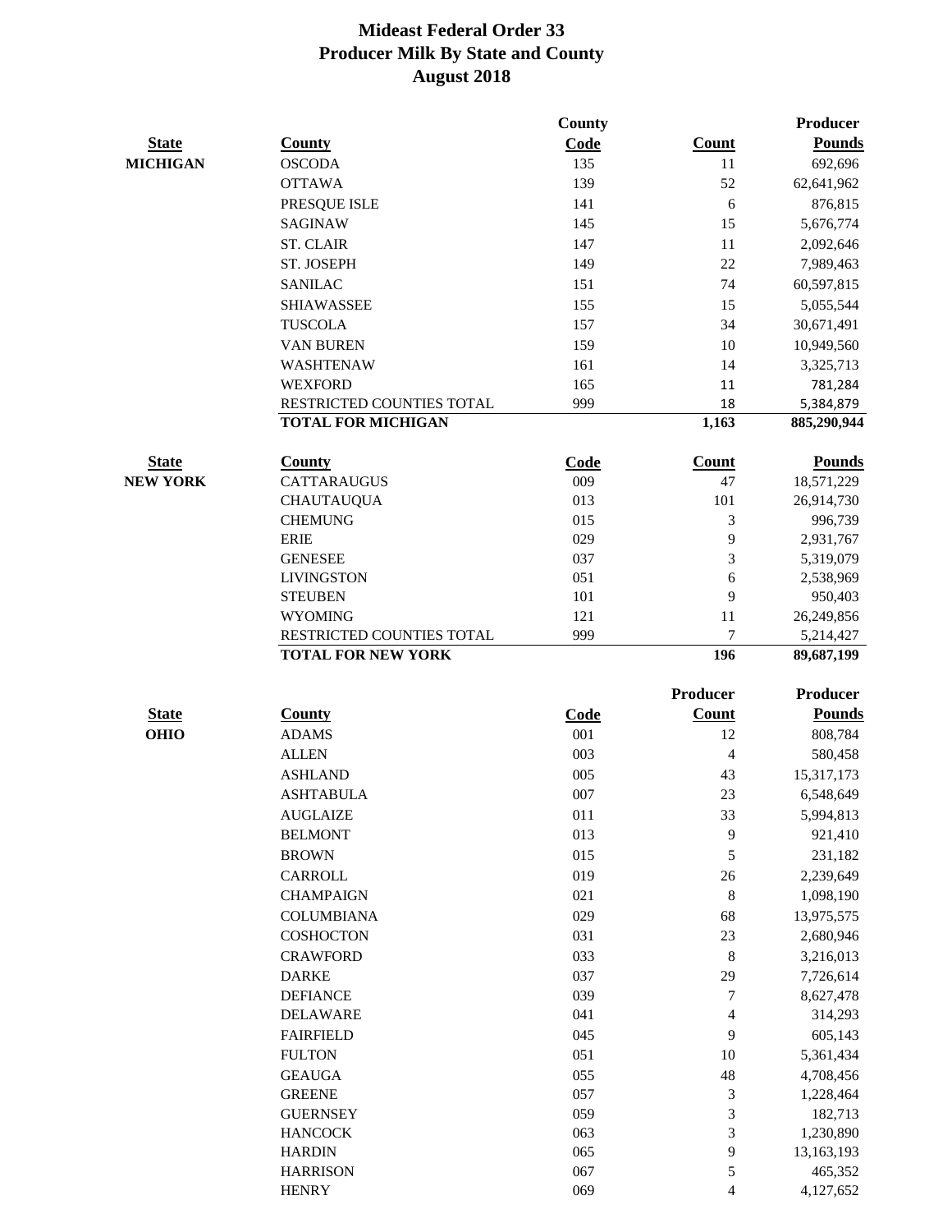# Mideast Federal Order 33
## Producer Milk By State and County
## August 2018

| State | County | County Code | Count | Producer Pounds |
|---|---|---|---|---|
| MICHIGAN | OSCODA | 135 | 11 | 692,696 |
| | OTTAWA | 139 | 52 | 62,641,962 |
| | PRESQUE ISLE | 141 | 6 | 876,815 |
| | SAGINAW | 145 | 15 | 5,676,774 |
| | ST. CLAIR | 147 | 11 | 2,092,646 |
| | ST. JOSEPH | 149 | 22 | 7,989,463 |
| | SANILAC | 151 | 74 | 60,597,815 |
| | SHIAWASSEE | 155 | 15 | 5,055,544 |
| | TUSCOLA | 157 | 34 | 30,671,491 |
| | VAN BUREN | 159 | 10 | 10,949,560 |
| | WASHTENAW | 161 | 14 | 3,325,713 |
| | WEXFORD | 165 | 11 | 781,284 |
| | RESTRICTED COUNTIES TOTAL | 999 | 18 | 5,384,879 |
| | **TOTAL FOR MICHIGAN** | | **1,163** | **885,290,944** |

| State | County | Code | Count | Pounds |
|---|---|---|---|---|
| NEW YORK | CATTARAUGUS | 009 | 47 | 18,571,229 |
| | CHAUTAUQUA | 013 | 101 | 26,914,730 |
| | CHEMUNG | 015 | 3 | 996,739 |
| | ERIE | 029 | 9 | 2,931,767 |
| | GENESEE | 037 | 3 | 5,319,079 |
| | LIVINGSTON | 051 | 6 | 2,538,969 |
| | STEUBEN | 101 | 9 | 950,403 |
| | WYOMING | 121 | 11 | 26,249,856 |
| | RESTRICTED COUNTIES TOTAL | 999 | 7 | 5,214,427 |
| | **TOTAL FOR NEW YORK** | | **196** | **89,687,199** |

| State | County | Code | Producer Count | Producer Pounds |
|---|---|---|---|---|
| OHIO | ADAMS | 001 | 12 | 808,784 |
| | ALLEN | 003 | 4 | 580,458 |
| | ASHLAND | 005 | 43 | 15,317,173 |
| | ASHTABULA | 007 | 23 | 6,548,649 |
| | AUGLAIZE | 011 | 33 | 5,994,813 |
| | BELMONT | 013 | 9 | 921,410 |
| | BROWN | 015 | 5 | 231,182 |
| | CARROLL | 019 | 26 | 2,239,649 |
| | CHAMPAIGN | 021 | 8 | 1,098,190 |
| | COLUMBIANA | 029 | 68 | 13,975,575 |
| | COSHOCTON | 031 | 23 | 2,680,946 |
| | CRAWFORD | 033 | 8 | 3,216,013 |
| | DARKE | 037 | 29 | 7,726,614 |
| | DEFIANCE | 039 | 7 | 8,627,478 |
| | DELAWARE | 041 | 4 | 314,293 |
| | FAIRFIELD | 045 | 9 | 605,143 |
| | FULTON | 051 | 10 | 5,361,434 |
| | GEAUGA | 055 | 48 | 4,708,456 |
| | GREENE | 057 | 3 | 1,228,464 |
| | GUERNSEY | 059 | 3 | 182,713 |
| | HANCOCK | 063 | 3 | 1,230,890 |
| | HARDIN | 065 | 9 | 13,163,193 |
| | HARRISON | 067 | 5 | 465,352 |
| | HENRY | 069 | 4 | 4,127,652 |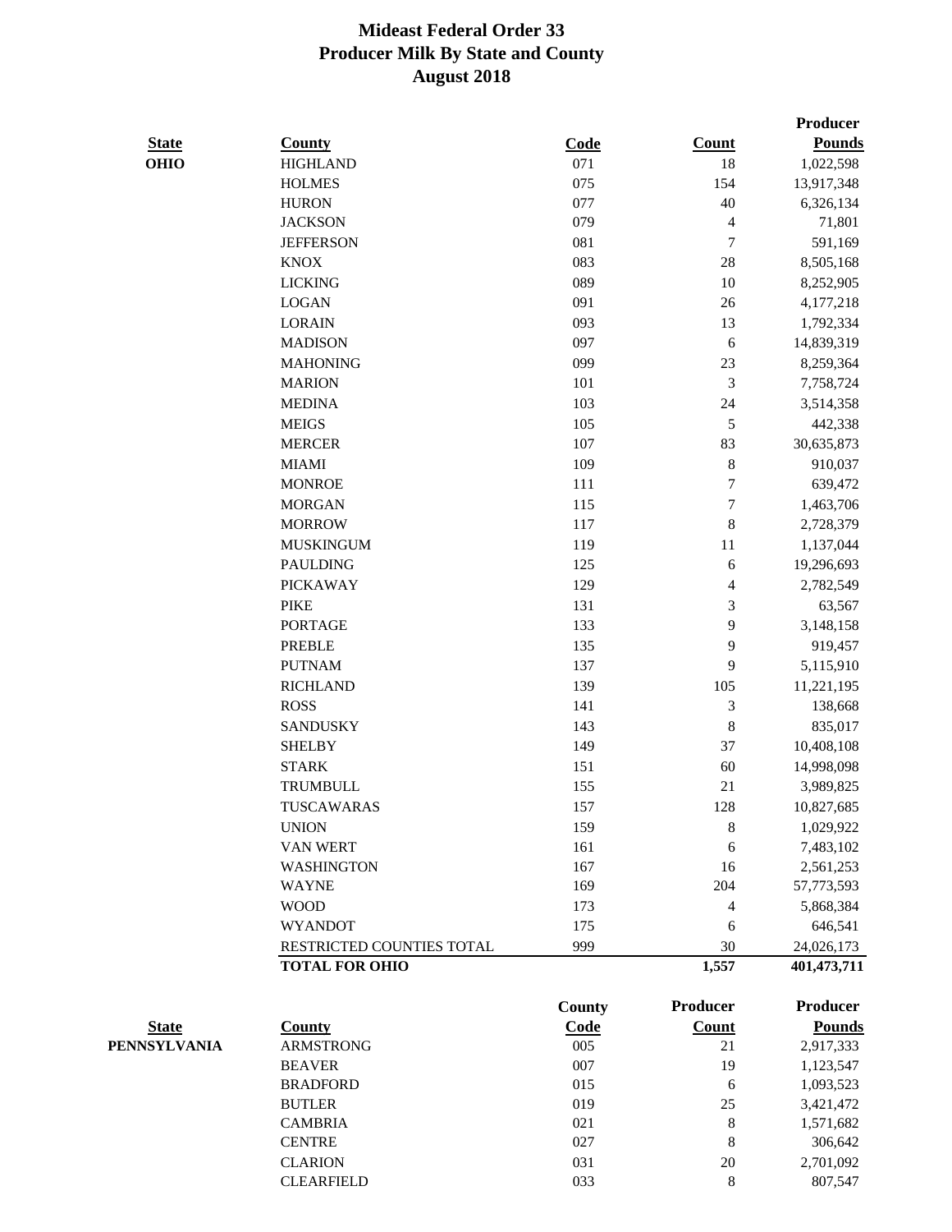# Mideast Federal Order 33
## Producer Milk By State and County
## August 2018

| State | County | Code | Count | Producer Pounds |
|---|---|---|---|---|
| OHIO | HIGHLAND | 071 | 18 | 1,022,598 |
| | HOLMES | 075 | 154 | 13,917,348 |
| | HURON | 077 | 40 | 6,326,134 |
| | JACKSON | 079 | 4 | 71,801 |
| | JEFFERSON | 081 | 7 | 591,169 |
| | KNOX | 083 | 28 | 8,505,168 |
| | LICKING | 089 | 10 | 8,252,905 |
| | LOGAN | 091 | 26 | 4,177,218 |
| | LORAIN | 093 | 13 | 1,792,334 |
| | MADISON | 097 | 6 | 14,839,319 |
| | MAHONING | 099 | 23 | 8,259,364 |
| | MARION | 101 | 3 | 7,758,724 |
| | MEDINA | 103 | 24 | 3,514,358 |
| | MEIGS | 105 | 5 | 442,338 |
| | MERCER | 107 | 83 | 30,635,873 |
| | MIAMI | 109 | 8 | 910,037 |
| | MONROE | 111 | 7 | 639,472 |
| | MORGAN | 115 | 7 | 1,463,706 |
| | MORROW | 117 | 8 | 2,728,379 |
| | MUSKINGUM | 119 | 11 | 1,137,044 |
| | PAULDING | 125 | 6 | 19,296,693 |
| | PICKAWAY | 129 | 4 | 2,782,549 |
| | PIKE | 131 | 3 | 63,567 |
| | PORTAGE | 133 | 9 | 3,148,158 |
| | PREBLE | 135 | 9 | 919,457 |
| | PUTNAM | 137 | 9 | 5,115,910 |
| | RICHLAND | 139 | 105 | 11,221,195 |
| | ROSS | 141 | 3 | 138,668 |
| | SANDUSKY | 143 | 8 | 835,017 |
| | SHELBY | 149 | 37 | 10,408,108 |
| | STARK | 151 | 60 | 14,998,098 |
| | TRUMBULL | 155 | 21 | 3,989,825 |
| | TUSCAWARAS | 157 | 128 | 10,827,685 |
| | UNION | 159 | 8 | 1,029,922 |
| | VAN WERT | 161 | 6 | 7,483,102 |
| | WASHINGTON | 167 | 16 | 2,561,253 |
| | WAYNE | 169 | 204 | 57,773,593 |
| | WOOD | 173 | 4 | 5,868,384 |
| | WYANDOT | 175 | 6 | 646,541 |
| | RESTRICTED COUNTIES TOTAL | 999 | 30 | 24,026,173 |
| | **TOTAL FOR OHIO** | | **1,557** | **401,473,711** |

| State | County | County Code | Producer Count | Producer Pounds |
|---|---|---|---|---|
| PENNSYLVANIA | ARMSTRONG | 005 | 21 | 2,917,333 |
| | BEAVER | 007 | 19 | 1,123,547 |
| | BRADFORD | 015 | 6 | 1,093,523 |
| | BUTLER | 019 | 25 | 3,421,472 |
| | CAMBRIA | 021 | 8 | 1,571,682 |
| | CENTRE | 027 | 8 | 306,642 |
| | CLARION | 031 | 20 | 2,701,092 |
| | CLEARFIELD | 033 | 8 | 807,547 |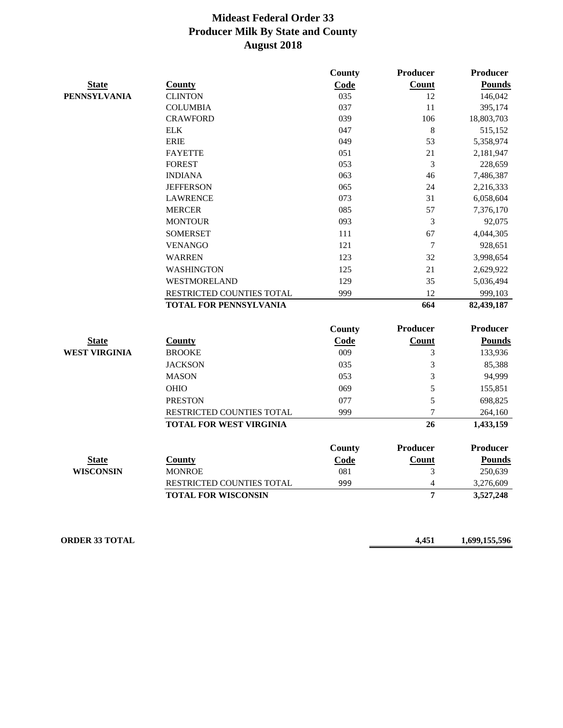# Mideast Federal Order 33
# Producer Milk By State and County
# August 2018

| State | County | County Code | Producer Count | Producer Pounds |
|---|---|---|---|---|
| PENNSYLVANIA | CLINTON | 035 | 12 | 146,042 |
| | COLUMBIA | 037 | 11 | 395,174 |
| | CRAWFORD | 039 | 106 | 18,803,703 |
| | ELK | 047 | 8 | 515,152 |
| | ERIE | 049 | 53 | 5,358,974 |
| | FAYETTE | 051 | 21 | 2,181,947 |
| | FOREST | 053 | 3 | 228,659 |
| | INDIANA | 063 | 46 | 7,486,387 |
| | JEFFERSON | 065 | 24 | 2,216,333 |
| | LAWRENCE | 073 | 31 | 6,058,604 |
| | MERCER | 085 | 57 | 7,376,170 |
| | MONTOUR | 093 | 3 | 92,075 |
| | SOMERSET | 111 | 67 | 4,044,305 |
| | VENANGO | 121 | 7 | 928,651 |
| | WARREN | 123 | 32 | 3,998,654 |
| | WASHINGTON | 125 | 21 | 2,629,922 |
| | WESTMORELAND | 129 | 35 | 5,036,494 |
| | RESTRICTED COUNTIES TOTAL | 999 | 12 | 999,103 |
| | **TOTAL FOR PENNSYLVANIA** | | **664** | **82,439,187** |

| State | County | County Code | Producer Count | Producer Pounds |
|---|---|---|---|---|
| WEST VIRGINIA | BROOKE | 009 | 3 | 133,936 |
| | JACKSON | 035 | 3 | 85,388 |
| | MASON | 053 | 3 | 94,999 |
| | OHIO | 069 | 5 | 155,851 |
| | PRESTON | 077 | 5 | 698,825 |
| | RESTRICTED COUNTIES TOTAL | 999 | 7 | 264,160 |
| | **TOTAL FOR WEST VIRGINIA** | | **26** | **1,433,159** |

| State | County | County Code | Producer Count | Producer Pounds |
|---|---|---|---|---|
| WISCONSIN | MONROE | 081 | 3 | 250,639 |
| | RESTRICTED COUNTIES TOTAL | 999 | 4 | 3,276,609 |
| | **TOTAL FOR WISCONSIN** | | **7** | **3,527,248** |

| | | | | |
|---|---|---|---|---|
| **ORDER 33 TOTAL** | | | **4,451** | **1,699,155,596** |